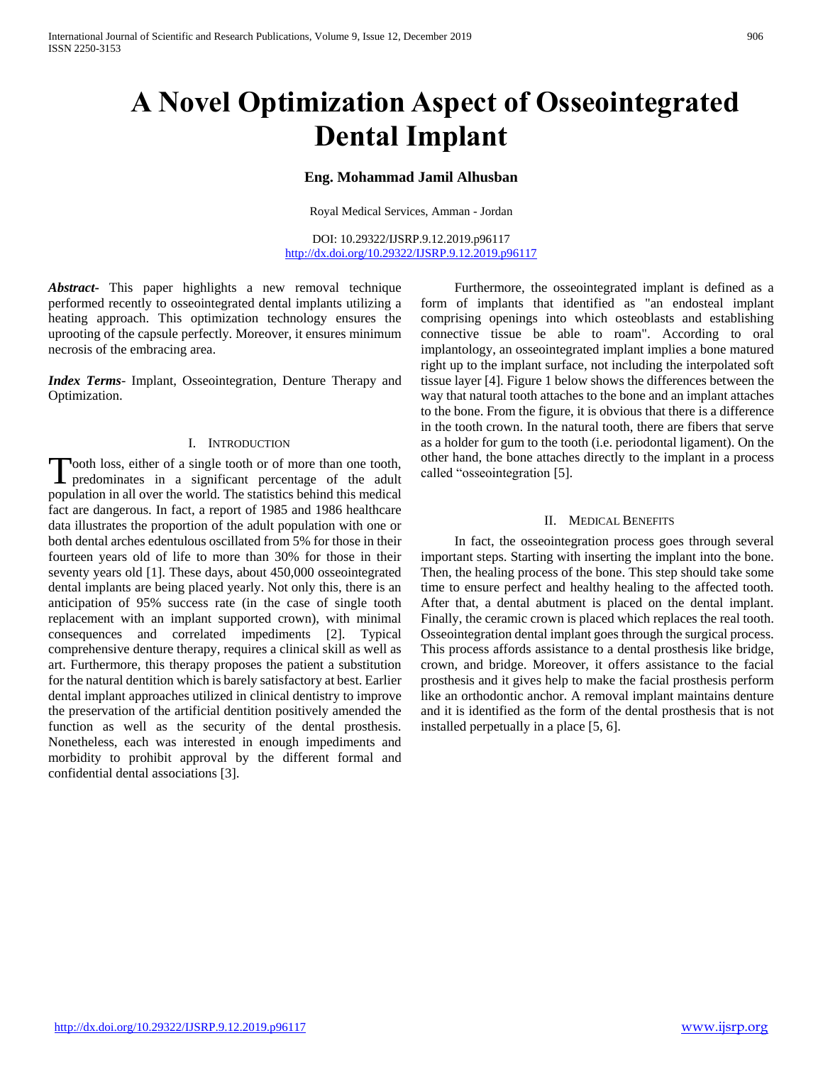# A Novel Optimization Aspect of Osseointegrated Dental Implant

**Eng. Mohammad Jamil Alhusban**

Royal Medical Services, Amman - Jordan

DOI: 10.29322/IJSRP.9.12.2019.p96117
http://dx.doi.org/10.29322/IJSRP.9.12.2019.p96117

***Abstract***- This paper highlights a new removal technique performed recently to osseointegrated dental implants utilizing a heating approach. This optimization technology ensures the uprooting of the capsule perfectly. Moreover, it ensures minimum necrosis of the embracing area.

***Index Terms***- Implant, Osseointegration, Denture Therapy and Optimization.

## I. Introduction

Tooth loss, either of a single tooth or of more than one tooth, predominates in a significant percentage of the adult population in all over the world. The statistics behind this medical fact are dangerous. In fact, a report of 1985 and 1986 healthcare data illustrates the proportion of the adult population with one or both dental arches edentulous oscillated from 5% for those in their fourteen years old of life to more than 30% for those in their seventy years old [1]. These days, about 450,000 osseointegrated dental implants are being placed yearly. Not only this, there is an anticipation of 95% success rate (in the case of single tooth replacement with an implant supported crown), with minimal consequences and correlated impediments [2]. Typical comprehensive denture therapy, requires a clinical skill as well as art. Furthermore, this therapy proposes the patient a substitution for the natural dentition which is barely satisfactory at best. Earlier dental implant approaches utilized in clinical dentistry to improve the preservation of the artificial dentition positively amended the function as well as the security of the dental prosthesis. Nonetheless, each was interested in enough impediments and morbidity to prohibit approval by the different formal and confidential dental associations [3].

Furthermore, the osseointegrated implant is defined as a form of implants that identified as "an endosteal implant comprising openings into which osteoblasts and establishing connective tissue be able to roam". According to oral implantology, an osseointegrated implant implies a bone matured right up to the implant surface, not including the interpolated soft tissue layer [4]. Figure 1 below shows the differences between the way that natural tooth attaches to the bone and an implant attaches to the bone. From the figure, it is obvious that there is a difference in the tooth crown. In the natural tooth, there are fibers that serve as a holder for gum to the tooth (i.e. periodontal ligament). On the other hand, the bone attaches directly to the implant in a process called "osseointegration [5].

## II. Medical Benefits

In fact, the osseointegration process goes through several important steps. Starting with inserting the implant into the bone. Then, the healing process of the bone. This step should take some time to ensure perfect and healthy healing to the affected tooth. After that, a dental abutment is placed on the dental implant. Finally, the ceramic crown is placed which replaces the real tooth. Osseointegration dental implant goes through the surgical process. This process affords assistance to a dental prosthesis like bridge, crown, and bridge. Moreover, it offers assistance to the facial prosthesis and it gives help to make the facial prosthesis perform like an orthodontic anchor. A removal implant maintains denture and it is identified as the form of the dental prosthesis that is not installed perpetually in a place [5, 6].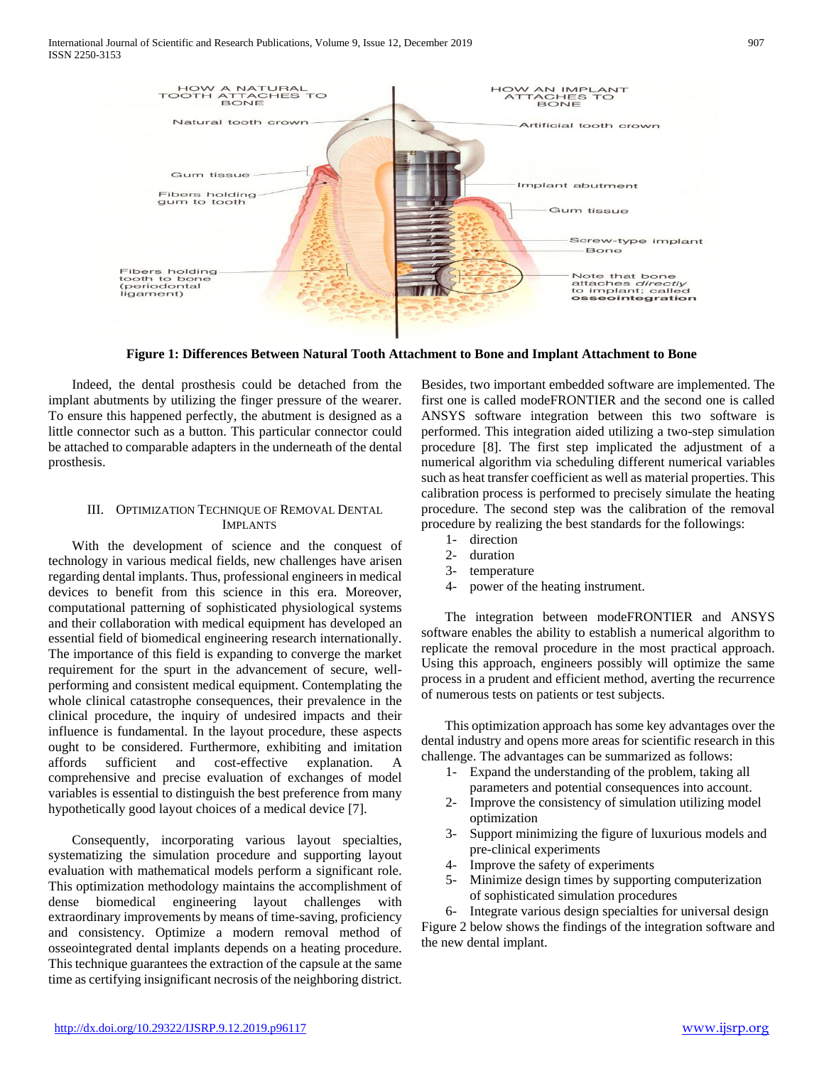**Figure 1: Differences Between Natural Tooth Attachment to Bone and Implant Attachment to Bone**

Indeed, the dental prosthesis could be detached from the implant abutments by utilizing the finger pressure of the wearer. To ensure this happened perfectly, the abutment is designed as a little connector such as a button. This particular connector could be attached to comparable adapters in the underneath of the dental prosthesis.

## III. Optimization Technique of Removal Dental Implants

With the development of science and the conquest of technology in various medical fields, new challenges have arisen regarding dental implants. Thus, professional engineers in medical devices to benefit from this science in this era. Moreover, computational patterning of sophisticated physiological systems and their collaboration with medical equipment has developed an essential field of biomedical engineering research internationally. The importance of this field is expanding to converge the market requirement for the spurt in the advancement of secure, well-performing and consistent medical equipment. Contemplating the whole clinical catastrophe consequences, their prevalence in the clinical procedure, the inquiry of undesired impacts and their influence is fundamental. In the layout procedure, these aspects ought to be considered. Furthermore, exhibiting and imitation affords sufficient and cost-effective explanation. A comprehensive and precise evaluation of exchanges of model variables is essential to distinguish the best preference from many hypothetically good layout choices of a medical device [7].

Consequently, incorporating various layout specialties, systematizing the simulation procedure and supporting layout evaluation with mathematical models perform a significant role. This optimization methodology maintains the accomplishment of dense biomedical engineering layout challenges with extraordinary improvements by means of time-saving, proficiency and consistency. Optimize a modern removal method of osseointegrated dental implants depends on a heating procedure. This technique guarantees the extraction of the capsule at the same time as certifying insignificant necrosis of the neighboring district. Besides, two important embedded software are implemented. The first one is called modeFRONTIER and the second one is called ANSYS software integration between this two software is performed. This integration aided utilizing a two-step simulation procedure [8]. The first step implicated the adjustment of a numerical algorithm via scheduling different numerical variables such as heat transfer coefficient as well as material properties. This calibration process is performed to precisely simulate the heating procedure. The second step was the calibration of the removal procedure by realizing the best standards for the followings:

1- direction
2- duration
3- temperature
4- power of the heating instrument.

The integration between modeFRONTIER and ANSYS software enables the ability to establish a numerical algorithm to replicate the removal procedure in the most practical approach. Using this approach, engineers possibly will optimize the same process in a prudent and efficient method, averting the recurrence of numerous tests on patients or test subjects.

This optimization approach has some key advantages over the dental industry and opens more areas for scientific research in this challenge. The advantages can be summarized as follows:

1- Expand the understanding of the problem, taking all parameters and potential consequences into account.
2- Improve the consistency of simulation utilizing model optimization
3- Support minimizing the figure of luxurious models and pre-clinical experiments
4- Improve the safety of experiments
5- Minimize design times by supporting computerization of sophisticated simulation procedures
6- Integrate various design specialties for universal design

Figure 2 below shows the findings of the integration software and the new dental implant.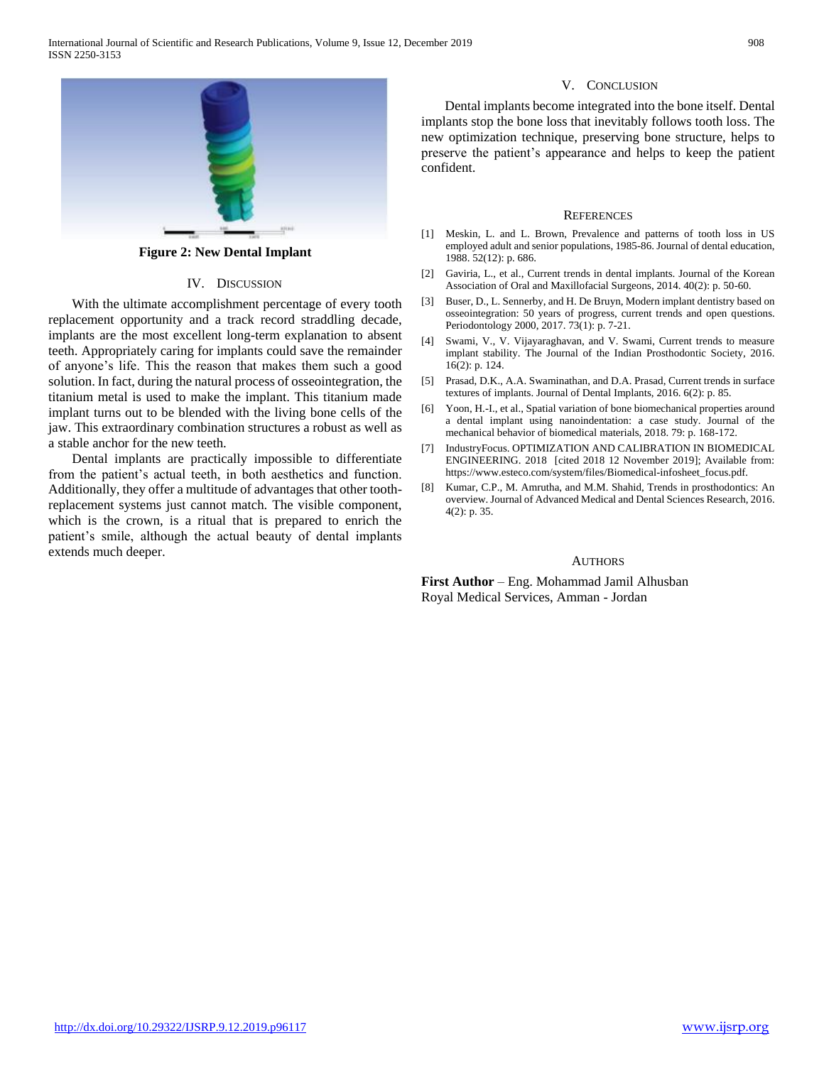Figure 2: New Dental Implant

## IV. Discussion

With the ultimate accomplishment percentage of every tooth replacement opportunity and a track record straddling decade, implants are the most excellent long-term explanation to absent teeth. Appropriately caring for implants could save the remainder of anyone's life. This the reason that makes them such a good solution. In fact, during the natural process of osseointegration, the titanium metal is used to make the implant. This titanium made implant turns out to be blended with the living bone cells of the jaw. This extraordinary combination structures a robust as well as a stable anchor for the new teeth.

Dental implants are practically impossible to differentiate from the patient's actual teeth, in both aesthetics and function. Additionally, they offer a multitude of advantages that other tooth-replacement systems just cannot match. The visible component, which is the crown, is a ritual that is prepared to enrich the patient's smile, although the actual beauty of dental implants extends much deeper.

## V. Conclusion

Dental implants become integrated into the bone itself. Dental implants stop the bone loss that inevitably follows tooth loss. The new optimization technique, preserving bone structure, helps to preserve the patient's appearance and helps to keep the patient confident.

## References

[1] Meskin, L. and L. Brown, Prevalence and patterns of tooth loss in US employed adult and senior populations, 1985-86. Journal of dental education, 1988. 52(12): p. 686.

[2] Gaviria, L., et al., Current trends in dental implants. Journal of the Korean Association of Oral and Maxillofacial Surgeons, 2014. 40(2): p. 50-60.

[3] Buser, D., L. Sennerby, and H. De Bruyn, Modern implant dentistry based on osseointegration: 50 years of progress, current trends and open questions. Periodontology 2000, 2017. 73(1): p. 7-21.

[4] Swami, V., V. Vijayaraghavan, and V. Swami, Current trends to measure implant stability. The Journal of the Indian Prosthodontic Society, 2016. 16(2): p. 124.

[5] Prasad, D.K., A.A. Swaminathan, and D.A. Prasad, Current trends in surface textures of implants. Journal of Dental Implants, 2016. 6(2): p. 85.

[6] Yoon, H.-I., et al., Spatial variation of bone biomechanical properties around a dental implant using nanoindentation: a case study. Journal of the mechanical behavior of biomedical materials, 2018. 79: p. 168-172.

[7] IndustryFocus. OPTIMIZATION AND CALIBRATION IN BIOMEDICAL ENGINEERING. 2018 [cited 2018 12 November 2019]; Available from: https://www.esteco.com/system/files/Biomedical-infosheet_focus.pdf.

[8] Kumar, C.P., M. Amrutha, and M.M. Shahid, Trends in prosthodontics: An overview. Journal of Advanced Medical and Dental Sciences Research, 2016. 4(2): p. 35.

## Authors

**First Author** – Eng. Mohammad Jamil Alhusban
Royal Medical Services, Amman - Jordan